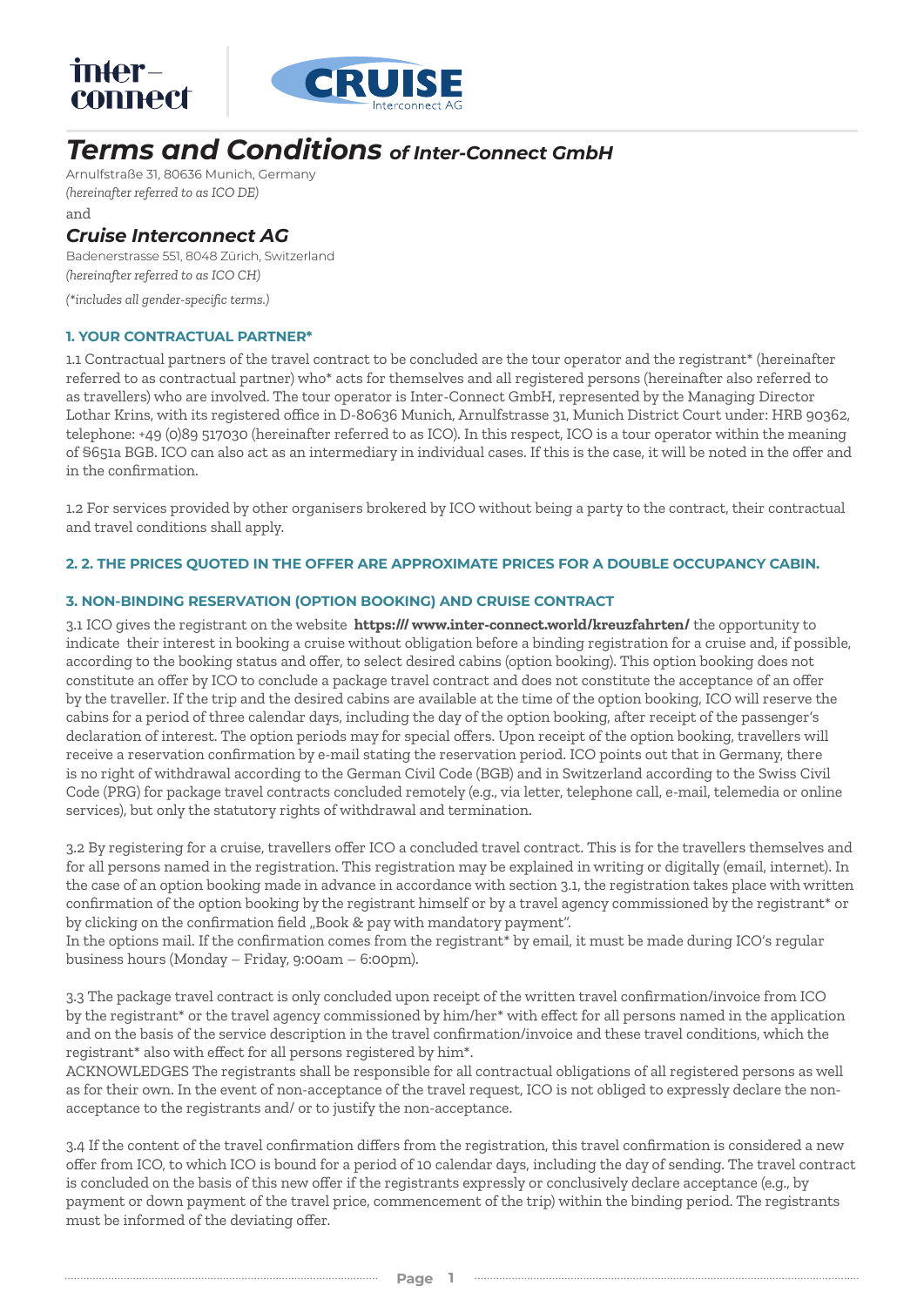# *Terms and Conditions of Inter-Connect GmbH*

Arnulfstraße 31, 80636 Munich, Germany
*(hereinafter referred to as ICO DE)*

and

## *Cruise Interconnect AG*

Badenerstrasse 551, 8048 Zürich, Switzerland
*(hereinafter referred to as ICO CH)*

*(\*includes all gender-specific terms.)*

### 1. YOUR CONTRACTUAL PARTNER*

1.1 Contractual partners of the travel contract to be concluded are the tour operator and the registrant* (hereinafter referred to as contractual partner) who* acts for themselves and all registered persons (hereinafter also referred to as travellers) who are involved. The tour operator is Inter-Connect GmbH, represented by the Managing Director Lothar Krins, with its registered office in D-80636 Munich, Arnulfstrasse 31, Munich District Court under: HRB 90362, telephone: +49 (0)89 517030 (hereinafter referred to as ICO). In this respect, ICO is a tour operator within the meaning of §651a BGB. ICO can also act as an intermediary in individual cases. If this is the case, it will be noted in the offer and in the confirmation.

1.2 For services provided by other organisers brokered by ICO without being a party to the contract, their contractual and travel conditions shall apply.

### 2. 2. THE PRICES QUOTED IN THE OFFER ARE APPROXIMATE PRICES FOR A DOUBLE OCCUPANCY CABIN.

### 3. NON-BINDING RESERVATION (OPTION BOOKING) AND CRUISE CONTRACT

3.1 ICO gives the registrant on the website **https:/// www.inter-connect.world/kreuzfahrten/** the opportunity to indicate their interest in booking a cruise without obligation before a binding registration for a cruise and, if possible, according to the booking status and offer, to select desired cabins (option booking). This option booking does not constitute an offer by ICO to conclude a package travel contract and does not constitute the acceptance of an offer by the traveller. If the trip and the desired cabins are available at the time of the option booking, ICO will reserve the cabins for a period of three calendar days, including the day of the option booking, after receipt of the passenger's declaration of interest. The option periods may for special offers. Upon receipt of the option booking, travellers will receive a reservation confirmation by e-mail stating the reservation period. ICO points out that in Germany, there is no right of withdrawal according to the German Civil Code (BGB) and in Switzerland according to the Swiss Civil Code (PRG) for package travel contracts concluded remotely (e.g., via letter, telephone call, e-mail, telemedia or online services), but only the statutory rights of withdrawal and termination.

3.2 By registering for a cruise, travellers offer ICO a concluded travel contract. This is for the travellers themselves and for all persons named in the registration. This registration may be explained in writing or digitally (email, internet). In the case of an option booking made in advance in accordance with section 3.1, the registration takes place with written confirmation of the option booking by the registrant himself or by a travel agency commissioned by the registrant* or by clicking on the confirmation field „Book & pay with mandatory payment".
In the options mail. If the confirmation comes from the registrant* by email, it must be made during ICO's regular business hours (Monday – Friday, 9:00am – 6:00pm).

3.3 The package travel contract is only concluded upon receipt of the written travel confirmation/invoice from ICO by the registrant* or the travel agency commissioned by him/her* with effect for all persons named in the application and on the basis of the service description in the travel confirmation/invoice and these travel conditions, which the registrant* also with effect for all persons registered by him*.
ACKNOWLEDGES The registrants shall be responsible for all contractual obligations of all registered persons as well as for their own. In the event of non-acceptance of the travel request, ICO is not obliged to expressly declare the non-acceptance to the registrants and/ or to justify the non-acceptance.

3.4 If the content of the travel confirmation differs from the registration, this travel confirmation is considered a new offer from ICO, to which ICO is bound for a period of 10 calendar days, including the day of sending. The travel contract is concluded on the basis of this new offer if the registrants expressly or conclusively declare acceptance (e.g., by payment or down payment of the travel price, commencement of the trip) within the binding period. The registrants must be informed of the deviating offer.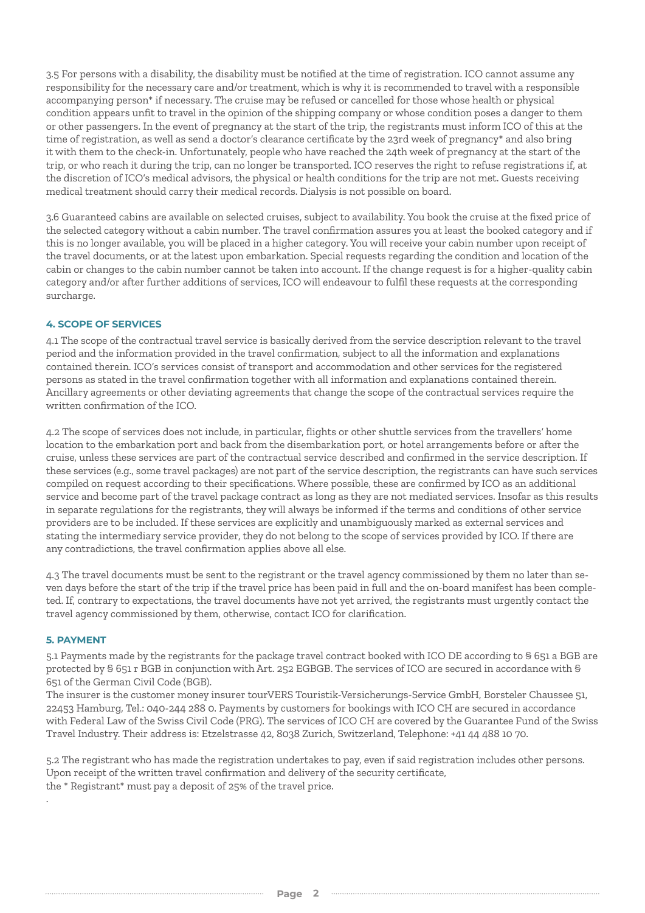3.5 For persons with a disability, the disability must be notified at the time of registration. ICO cannot assume any responsibility for the necessary care and/or treatment, which is why it is recommended to travel with a responsible accompanying person* if necessary. The cruise may be refused or cancelled for those whose health or physical condition appears unfit to travel in the opinion of the shipping company or whose condition poses a danger to them or other passengers. In the event of pregnancy at the start of the trip, the registrants must inform ICO of this at the time of registration, as well as send a doctor's clearance certificate by the 23rd week of pregnancy* and also bring it with them to the check-in. Unfortunately, people who have reached the 24th week of pregnancy at the start of the trip, or who reach it during the trip, can no longer be transported. ICO reserves the right to refuse registrations if, at the discretion of ICO's medical advisors, the physical or health conditions for the trip are not met. Guests receiving medical treatment should carry their medical records. Dialysis is not possible on board.

3.6 Guaranteed cabins are available on selected cruises, subject to availability. You book the cruise at the fixed price of the selected category without a cabin number. The travel confirmation assures you at least the booked category and if this is no longer available, you will be placed in a higher category. You will receive your cabin number upon receipt of the travel documents, or at the latest upon embarkation. Special requests regarding the condition and location of the cabin or changes to the cabin number cannot be taken into account. If the change request is for a higher-quality cabin category and/or after further additions of services, ICO will endeavour to fulfil these requests at the corresponding surcharge.

## 4. SCOPE OF SERVICES

4.1 The scope of the contractual travel service is basically derived from the service description relevant to the travel period and the information provided in the travel confirmation, subject to all the information and explanations contained therein. ICO's services consist of transport and accommodation and other services for the registered persons as stated in the travel confirmation together with all information and explanations contained therein. Ancillary agreements or other deviating agreements that change the scope of the contractual services require the written confirmation of the ICO.

4.2 The scope of services does not include, in particular, flights or other shuttle services from the travellers' home location to the embarkation port and back from the disembarkation port, or hotel arrangements before or after the cruise, unless these services are part of the contractual service described and confirmed in the service description. If these services (e.g., some travel packages) are not part of the service description, the registrants can have such services compiled on request according to their specifications. Where possible, these are confirmed by ICO as an additional service and become part of the travel package contract as long as they are not mediated services. Insofar as this results in separate regulations for the registrants, they will always be informed if the terms and conditions of other service providers are to be included. If these services are explicitly and unambiguously marked as external services and stating the intermediary service provider, they do not belong to the scope of services provided by ICO. If there are any contradictions, the travel confirmation applies above all else.

4.3 The travel documents must be sent to the registrant or the travel agency commissioned by them no later than seven days before the start of the trip if the travel price has been paid in full and the on-board manifest has been completed. If, contrary to expectations, the travel documents have not yet arrived, the registrants must urgently contact the travel agency commissioned by them, otherwise, contact ICO for clarification.

## 5. PAYMENT

5.1 Payments made by the registrants for the package travel contract booked with ICO DE according to § 651 a BGB are protected by § 651 r BGB in conjunction with Art. 252 EGBGB. The services of ICO are secured in accordance with § 651 of the German Civil Code (BGB).

The insurer is the customer money insurer tourVERS Touristik-Versicherungs-Service GmbH, Borsteler Chaussee 51, 22453 Hamburg, Tel.: 040-244 288 0. Payments by customers for bookings with ICO CH are secured in accordance with Federal Law of the Swiss Civil Code (PRG). The services of ICO CH are covered by the Guarantee Fund of the Swiss Travel Industry. Their address is: Etzelstrasse 42, 8038 Zurich, Switzerland, Telephone: +41 44 488 10 70.

5.2 The registrant who has made the registration undertakes to pay, even if said registration includes other persons. Upon receipt of the written travel confirmation and delivery of the security certificate,
the * Registrant* must pay a deposit of 25% of the travel price.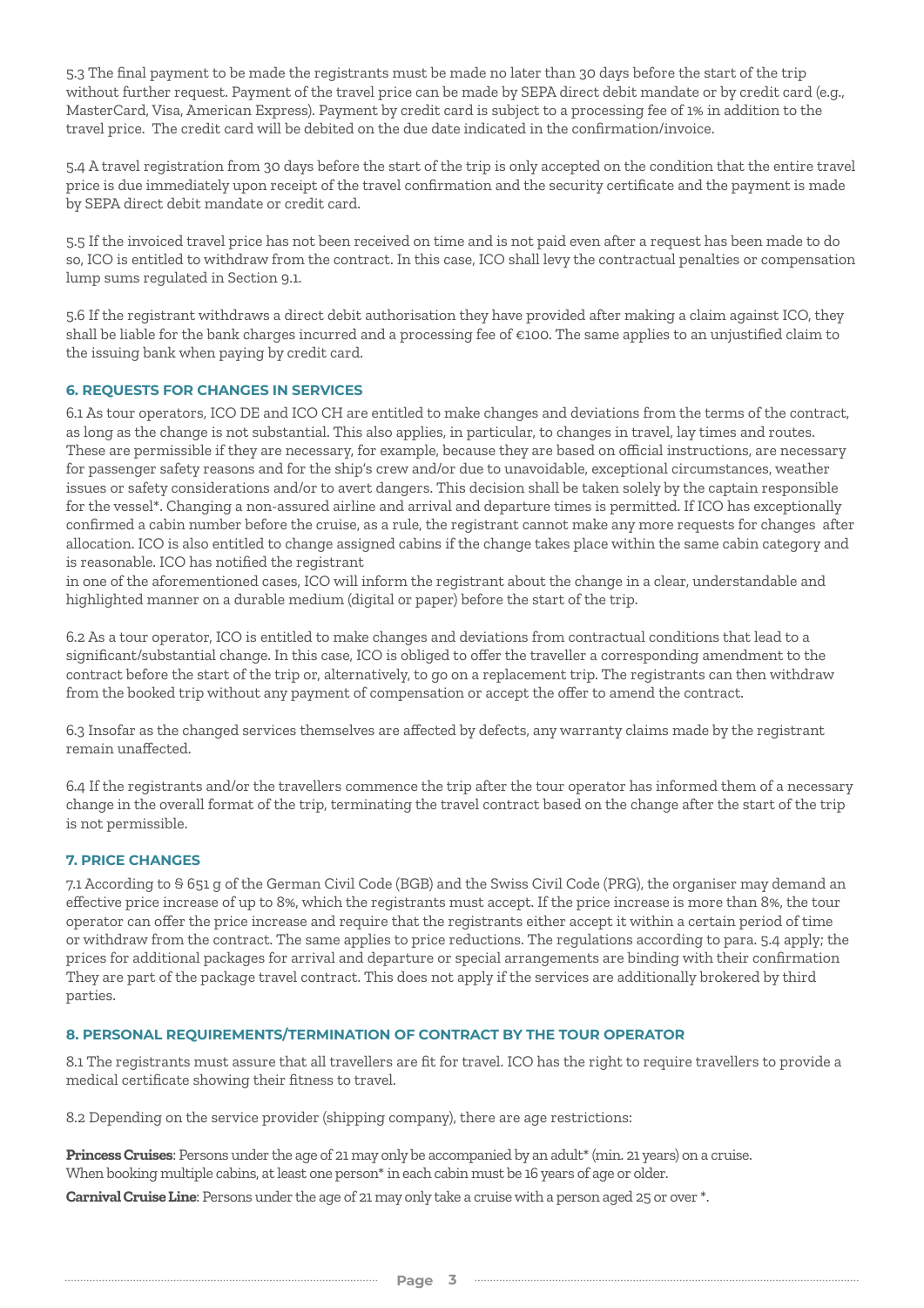5.3 The final payment to be made the registrants must be made no later than 30 days before the start of the trip without further request. Payment of the travel price can be made by SEPA direct debit mandate or by credit card (e.g., MasterCard, Visa, American Express). Payment by credit card is subject to a processing fee of 1% in addition to the travel price. The credit card will be debited on the due date indicated in the confirmation/invoice.

5.4 A travel registration from 30 days before the start of the trip is only accepted on the condition that the entire travel price is due immediately upon receipt of the travel confirmation and the security certificate and the payment is made by SEPA direct debit mandate or credit card.

5.5 If the invoiced travel price has not been received on time and is not paid even after a request has been made to do so, ICO is entitled to withdraw from the contract. In this case, ICO shall levy the contractual penalties or compensation lump sums regulated in Section 9.1.

5.6 If the registrant withdraws a direct debit authorisation they have provided after making a claim against ICO, they shall be liable for the bank charges incurred and a processing fee of €100. The same applies to an unjustified claim to the issuing bank when paying by credit card.

### 6. REQUESTS FOR CHANGES IN SERVICES

6.1 As tour operators, ICO DE and ICO CH are entitled to make changes and deviations from the terms of the contract, as long as the change is not substantial. This also applies, in particular, to changes in travel, lay times and routes. These are permissible if they are necessary, for example, because they are based on official instructions, are necessary for passenger safety reasons and for the ship's crew and/or due to unavoidable, exceptional circumstances, weather issues or safety considerations and/or to avert dangers. This decision shall be taken solely by the captain responsible for the vessel*. Changing a non-assured airline and arrival and departure times is permitted. If ICO has exceptionally confirmed a cabin number before the cruise, as a rule, the registrant cannot make any more requests for changes after allocation. ICO is also entitled to change assigned cabins if the change takes place within the same cabin category and is reasonable. ICO has notified the registrant
in one of the aforementioned cases, ICO will inform the registrant about the change in a clear, understandable and highlighted manner on a durable medium (digital or paper) before the start of the trip.

6.2 As a tour operator, ICO is entitled to make changes and deviations from contractual conditions that lead to a significant/substantial change. In this case, ICO is obliged to offer the traveller a corresponding amendment to the contract before the start of the trip or, alternatively, to go on a replacement trip. The registrants can then withdraw from the booked trip without any payment of compensation or accept the offer to amend the contract.

6.3 Insofar as the changed services themselves are affected by defects, any warranty claims made by the registrant remain unaffected.

6.4 If the registrants and/or the travellers commence the trip after the tour operator has informed them of a necessary change in the overall format of the trip, terminating the travel contract based on the change after the start of the trip is not permissible.

### 7. PRICE CHANGES

7.1 According to § 651 g of the German Civil Code (BGB) and the Swiss Civil Code (PRG), the organiser may demand an effective price increase of up to 8%, which the registrants must accept. If the price increase is more than 8%, the tour operator can offer the price increase and require that the registrants either accept it within a certain period of time or withdraw from the contract. The same applies to price reductions. The regulations according to para. 5.4 apply; the prices for additional packages for arrival and departure or special arrangements are binding with their confirmation They are part of the package travel contract. This does not apply if the services are additionally brokered by third parties.

### 8. PERSONAL REQUIREMENTS/TERMINATION OF CONTRACT BY THE TOUR OPERATOR

8.1 The registrants must assure that all travellers are fit for travel. ICO has the right to require travellers to provide a medical certificate showing their fitness to travel.

8.2 Depending on the service provider (shipping company), there are age restrictions:

**Princess Cruises**: Persons under the age of 21 may only be accompanied by an adult* (min. 21 years) on a cruise. When booking multiple cabins, at least one person* in each cabin must be 16 years of age or older.

**Carnival Cruise Line**: Persons under the age of 21 may only take a cruise with a person aged 25 or over *.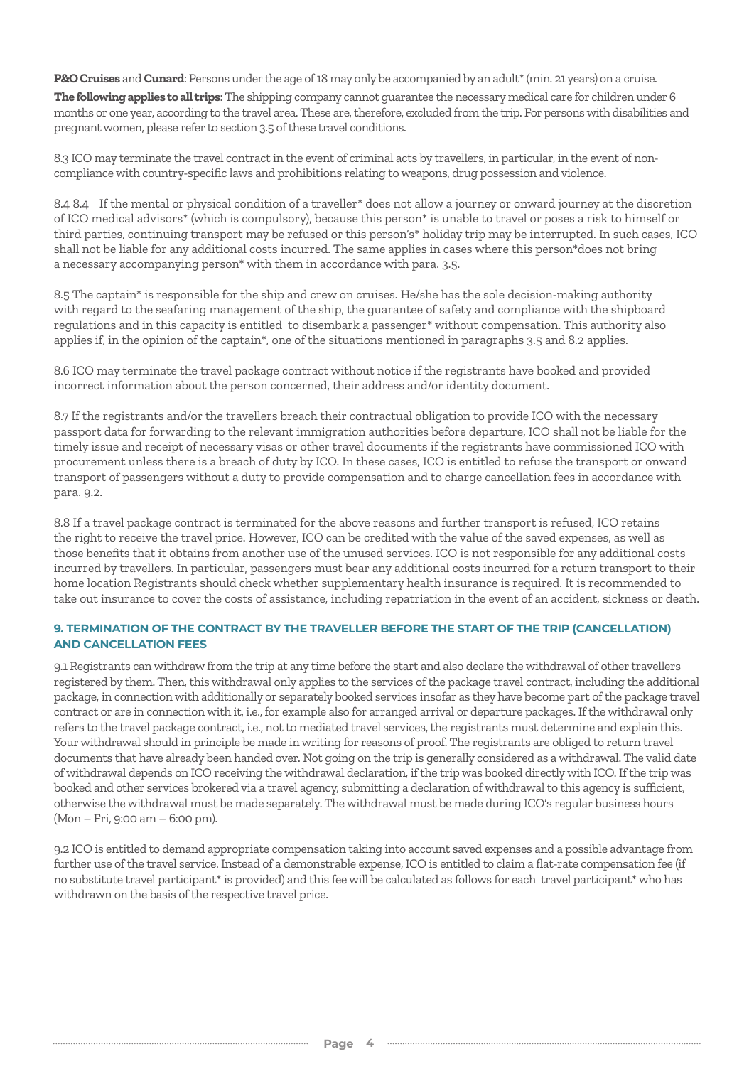**P&O Cruises** and **Cunard**: Persons under the age of 18 may only be accompanied by an adult* (min. 21 years) on a cruise.

**The following applies to all trips**: The shipping company cannot guarantee the necessary medical care for children under 6 months or one year, according to the travel area. These are, therefore, excluded from the trip. For persons with disabilities and pregnant women, please refer to section 3.5 of these travel conditions.

8.3 ICO may terminate the travel contract in the event of criminal acts by travellers, in particular, in the event of non-compliance with country-specific laws and prohibitions relating to weapons, drug possession and violence.

8.4 8.4  If the mental or physical condition of a traveller* does not allow a journey or onward journey at the discretion of ICO medical advisors* (which is compulsory), because this person* is unable to travel or poses a risk to himself or third parties, continuing transport may be refused or this person's* holiday trip may be interrupted. In such cases, ICO shall not be liable for any additional costs incurred. The same applies in cases where this person*does not bring a necessary accompanying person* with them in accordance with para. 3.5.

8.5 The captain* is responsible for the ship and crew on cruises. He/she has the sole decision-making authority with regard to the seafaring management of the ship, the guarantee of safety and compliance with the shipboard regulations and in this capacity is entitled to disembark a passenger* without compensation. This authority also applies if, in the opinion of the captain*, one of the situations mentioned in paragraphs 3.5 and 8.2 applies.

8.6 ICO may terminate the travel package contract without notice if the registrants have booked and provided incorrect information about the person concerned, their address and/or identity document.

8.7 If the registrants and/or the travellers breach their contractual obligation to provide ICO with the necessary passport data for forwarding to the relevant immigration authorities before departure, ICO shall not be liable for the timely issue and receipt of necessary visas or other travel documents if the registrants have commissioned ICO with procurement unless there is a breach of duty by ICO. In these cases, ICO is entitled to refuse the transport or onward transport of passengers without a duty to provide compensation and to charge cancellation fees in accordance with para. 9.2.

8.8 If a travel package contract is terminated for the above reasons and further transport is refused, ICO retains the right to receive the travel price. However, ICO can be credited with the value of the saved expenses, as well as those benefits that it obtains from another use of the unused services. ICO is not responsible for any additional costs incurred by travellers. In particular, passengers must bear any additional costs incurred for a return transport to their home location Registrants should check whether supplementary health insurance is required. It is recommended to take out insurance to cover the costs of assistance, including repatriation in the event of an accident, sickness or death.

## 9. TERMINATION OF THE CONTRACT BY THE TRAVELLER BEFORE THE START OF THE TRIP (CANCELLATION) AND CANCELLATION FEES

9.1 Registrants can withdraw from the trip at any time before the start and also declare the withdrawal of other travellers registered by them. Then, this withdrawal only applies to the services of the package travel contract, including the additional package, in connection with additionally or separately booked services insofar as they have become part of the package travel contract or are in connection with it, i.e., for example also for arranged arrival or departure packages. If the withdrawal only refers to the travel package contract, i.e., not to mediated travel services, the registrants must determine and explain this. Your withdrawal should in principle be made in writing for reasons of proof. The registrants are obliged to return travel documents that have already been handed over. Not going on the trip is generally considered as a withdrawal. The valid date of withdrawal depends on ICO receiving the withdrawal declaration, if the trip was booked directly with ICO. If the trip was booked and other services brokered via a travel agency, submitting a declaration of withdrawal to this agency is sufficient, otherwise the withdrawal must be made separately. The withdrawal must be made during ICO's regular business hours (Mon – Fri, 9:00 am – 6:00 pm).

9.2 ICO is entitled to demand appropriate compensation taking into account saved expenses and a possible advantage from further use of the travel service. Instead of a demonstrable expense, ICO is entitled to claim a flat-rate compensation fee (if no substitute travel participant* is provided) and this fee will be calculated as follows for each travel participant* who has withdrawn on the basis of the respective travel price.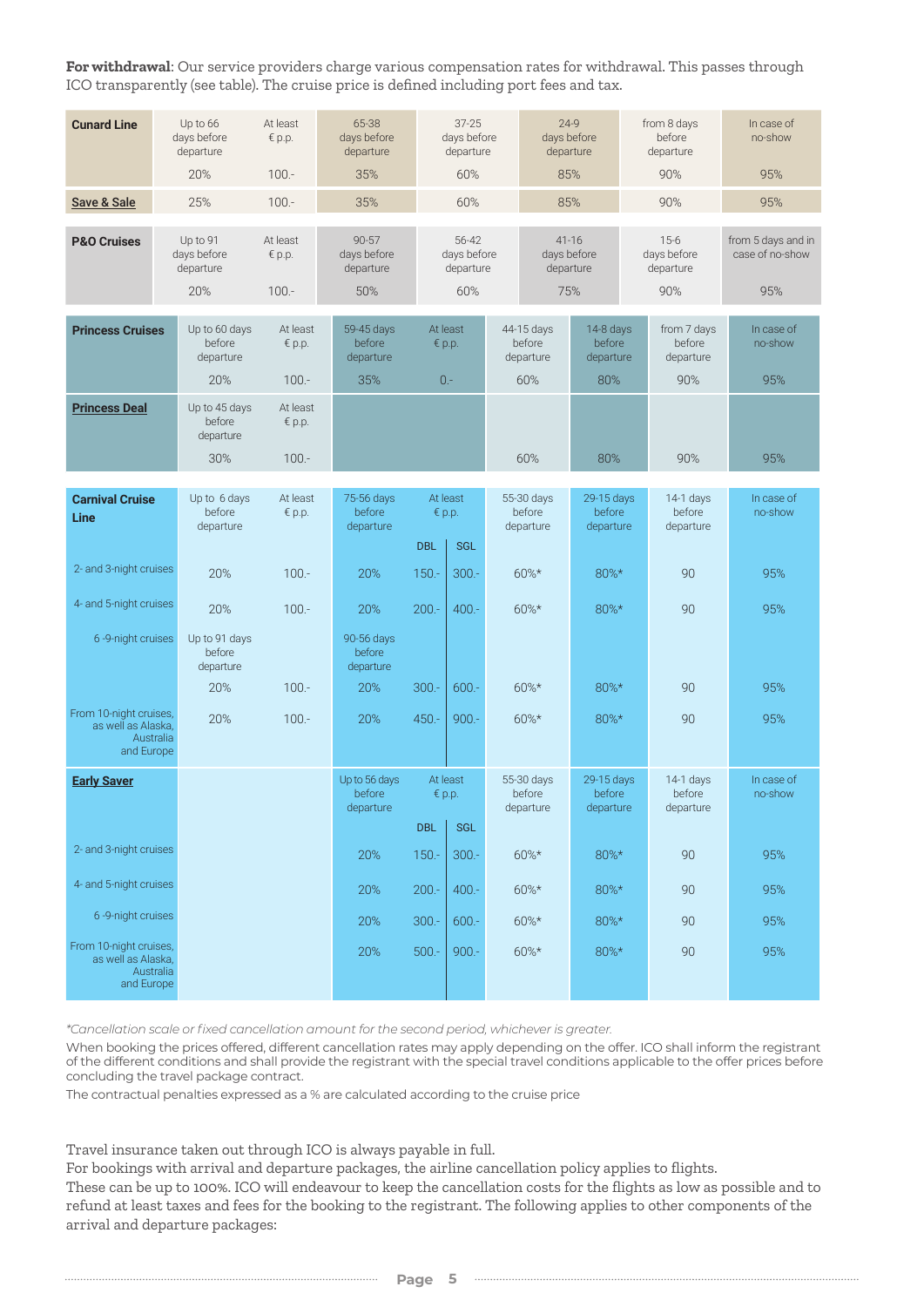**For withdrawal**: Our service providers charge various compensation rates for withdrawal. This passes through ICO transparently (see table). The cruise price is defined including port fees and tax.

| Cunard Line | Up to 66 days before departure | At least € p.p. | 65-38 days before departure | 37-25 days before departure | 24-9 days before departure | from 8 days before departure | In case of no-show |
|---|---|---|---|---|---|---|---|
| | 20% | 100.- | 35% | 60% | 85% | 90% | 95% |
| Save & Sale | 25% | 100.- | 35% | 60% | 85% | 90% | 95% |

| P&O Cruises | Up to 91 days before departure | At least € p.p. | 90-57 days before departure | 56-42 days before departure | 41-16 days before departure | 15-6 days before departure | from 5 days and in case of no-show |
|---|---|---|---|---|---|---|---|
| | 20% | 100.- | 50% | 60% | 75% | 90% | 95% |

| Princess Cruises | Up to 60 days before departure | At least € p.p. | 59-45 days before departure | At least € p.p. | 44-15 days before departure | 14-8 days before departure | from 7 days before departure | In case of no-show |
|---|---|---|---|---|---|---|---|---|
| | 20% | 100.- | 35% | 0.- | 60% | 80% | 90% | 95% |
| Princess Deal | Up to 45 days before departure | At least € p.p. | | | | | | |
| | 30% | 100.- | | | 60% | 80% | 90% | 95% |

| Carnival Cruise Line | Up to 6 days before departure | At least € p.p. | 75-56 days before departure | At least € p.p. DBL | At least € p.p. SGL | 55-30 days before departure | 29-15 days before departure | 14-1 days before departure | In case of no-show |
|---|---|---|---|---|---|---|---|---|---|
| 2- and 3-night cruises | 20% | 100.- | 20% | 150.- | 300.- | 60%* | 80%* | 90 | 95% |
| 4- and 5-night cruises | 20% | 100.- | 20% | 200.- | 400.- | 60%* | 80%* | 90 | 95% |
| 6-9-night cruises | Up to 91 days before departure | | 90-56 days before departure | | | | | | |
| | 20% | 100.- | 20% | 300.- | 600.- | 60%* | 80%* | 90 | 95% |
| From 10-night cruises, as well as Alaska, Australia and Europe | 20% | 100.- | 20% | 450.- | 900.- | 60%* | 80%* | 90 | 95% |
| Early Saver | | | Up to 56 days before departure | At least € p.p. DBL | At least € p.p. SGL | 55-30 days before departure | 29-15 days before departure | 14-1 days before departure | In case of no-show |
| 2- and 3-night cruises | | | 20% | 150.- | 300.- | 60%* | 80%* | 90 | 95% |
| 4- and 5-night cruises | | | 20% | 200.- | 400.- | 60%* | 80%* | 90 | 95% |
| 6-9-night cruises | | | 20% | 300.- | 600.- | 60%* | 80%* | 90 | 95% |
| From 10-night cruises, as well as Alaska, Australia and Europe | | | 20% | 500.- | 900.- | 60%* | 80%* | 90 | 95% |

*\*Cancellation scale or fixed cancellation amount for the second period, whichever is greater.*

When booking the prices offered, different cancellation rates may apply depending on the offer. ICO shall inform the registrant of the different conditions and shall provide the registrant with the special travel conditions applicable to the offer prices before concluding the travel package contract.

The contractual penalties expressed as a % are calculated according to the cruise price

Travel insurance taken out through ICO is always payable in full.

For bookings with arrival and departure packages, the airline cancellation policy applies to flights.

These can be up to 100%. ICO will endeavour to keep the cancellation costs for the flights as low as possible and to refund at least taxes and fees for the booking to the registrant. The following applies to other components of the arrival and departure packages: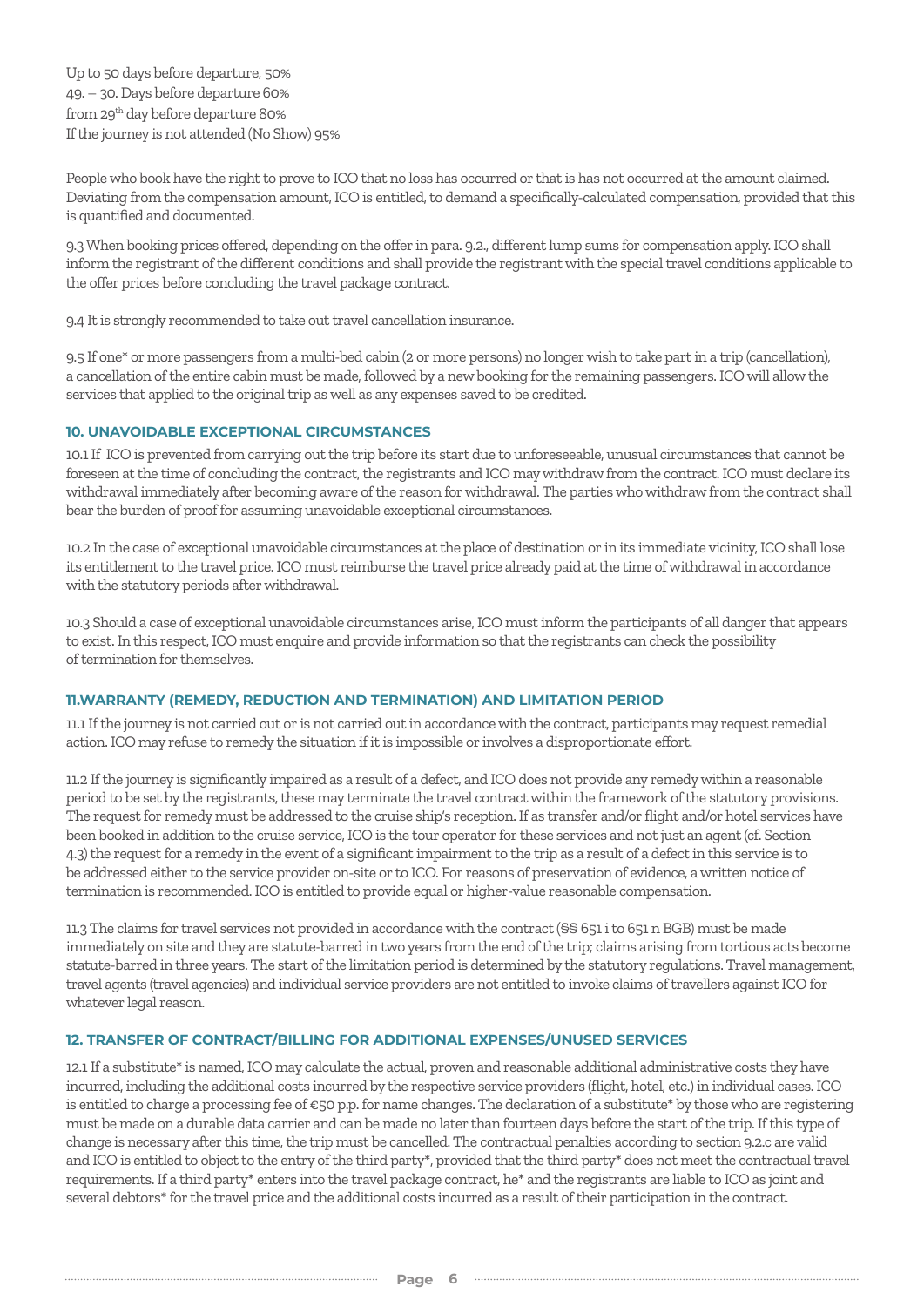Up to 50 days before departure, 50%
49. – 30. Days before departure 60%
from 29th day before departure 80%
If the journey is not attended (No Show) 95%

People who book have the right to prove to ICO that no loss has occurred or that is has not occurred at the amount claimed. Deviating from the compensation amount, ICO is entitled, to demand a specifically-calculated compensation, provided that this is quantified and documented.

9.3 When booking prices offered, depending on the offer in para. 9.2., different lump sums for compensation apply. ICO shall inform the registrant of the different conditions and shall provide the registrant with the special travel conditions applicable to the offer prices before concluding the travel package contract.

9.4 It is strongly recommended to take out travel cancellation insurance.

9.5 If one* or more passengers from a multi-bed cabin (2 or more persons) no longer wish to take part in a trip (cancellation), a cancellation of the entire cabin must be made, followed by a new booking for the remaining passengers. ICO will allow the services that applied to the original trip as well as any expenses saved to be credited.

## 10. UNAVOIDABLE EXCEPTIONAL CIRCUMSTANCES

10.1 If ICO is prevented from carrying out the trip before its start due to unforeseeable, unusual circumstances that cannot be foreseen at the time of concluding the contract, the registrants and ICO may withdraw from the contract. ICO must declare its withdrawal immediately after becoming aware of the reason for withdrawal. The parties who withdraw from the contract shall bear the burden of proof for assuming unavoidable exceptional circumstances.

10.2 In the case of exceptional unavoidable circumstances at the place of destination or in its immediate vicinity, ICO shall lose its entitlement to the travel price. ICO must reimburse the travel price already paid at the time of withdrawal in accordance with the statutory periods after withdrawal.

10.3 Should a case of exceptional unavoidable circumstances arise, ICO must inform the participants of all danger that appears to exist. In this respect, ICO must enquire and provide information so that the registrants can check the possibility of termination for themselves.

## 11.WARRANTY (REMEDY, REDUCTION AND TERMINATION) AND LIMITATION PERIOD

11.1 If the journey is not carried out or is not carried out in accordance with the contract, participants may request remedial action. ICO may refuse to remedy the situation if it is impossible or involves a disproportionate effort.

11.2 If the journey is significantly impaired as a result of a defect, and ICO does not provide any remedy within a reasonable period to be set by the registrants, these may terminate the travel contract within the framework of the statutory provisions. The request for remedy must be addressed to the cruise ship's reception. If as transfer and/or flight and/or hotel services have been booked in addition to the cruise service, ICO is the tour operator for these services and not just an agent (cf. Section 4.3) the request for a remedy in the event of a significant impairment to the trip as a result of a defect in this service is to be addressed either to the service provider on-site or to ICO. For reasons of preservation of evidence, a written notice of termination is recommended. ICO is entitled to provide equal or higher-value reasonable compensation.

11.3 The claims for travel services not provided in accordance with the contract (§§ 651 i to 651 n BGB) must be made immediately on site and they are statute-barred in two years from the end of the trip; claims arising from tortious acts become statute-barred in three years. The start of the limitation period is determined by the statutory regulations. Travel management, travel agents (travel agencies) and individual service providers are not entitled to invoke claims of travellers against ICO for whatever legal reason.

## 12. TRANSFER OF CONTRACT/BILLING FOR ADDITIONAL EXPENSES/UNUSED SERVICES

12.1 If a substitute* is named, ICO may calculate the actual, proven and reasonable additional administrative costs they have incurred, including the additional costs incurred by the respective service providers (flight, hotel, etc.) in individual cases. ICO is entitled to charge a processing fee of €50 p.p. for name changes. The declaration of a substitute* by those who are registering must be made on a durable data carrier and can be made no later than fourteen days before the start of the trip. If this type of change is necessary after this time, the trip must be cancelled. The contractual penalties according to section 9.2.c are valid and ICO is entitled to object to the entry of the third party*, provided that the third party* does not meet the contractual travel requirements. If a third party* enters into the travel package contract, he* and the registrants are liable to ICO as joint and several debtors* for the travel price and the additional costs incurred as a result of their participation in the contract.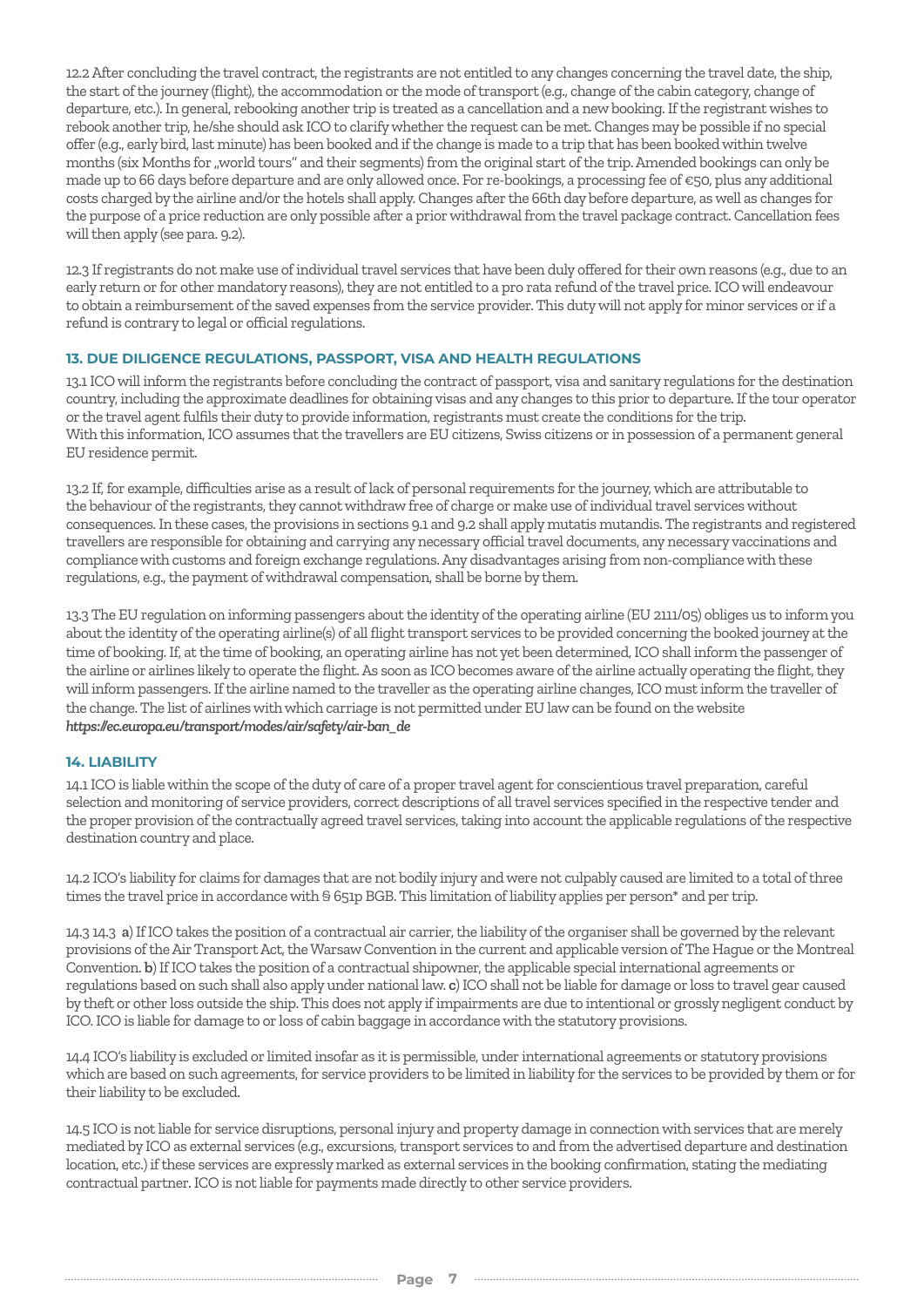12.2 After concluding the travel contract, the registrants are not entitled to any changes concerning the travel date, the ship, the start of the journey (flight), the accommodation or the mode of transport (e.g., change of the cabin category, change of departure, etc.). In general, rebooking another trip is treated as a cancellation and a new booking. If the registrant wishes to rebook another trip, he/she should ask ICO to clarify whether the request can be met. Changes may be possible if no special offer (e.g., early bird, last minute) has been booked and if the change is made to a trip that has been booked within twelve months (six Months for „world tours" and their segments) from the original start of the trip. Amended bookings can only be made up to 66 days before departure and are only allowed once. For re-bookings, a processing fee of €50, plus any additional costs charged by the airline and/or the hotels shall apply. Changes after the 66th day before departure, as well as changes for the purpose of a price reduction are only possible after a prior withdrawal from the travel package contract. Cancellation fees will then apply (see para. 9.2).

12.3 If registrants do not make use of individual travel services that have been duly offered for their own reasons (e.g., due to an early return or for other mandatory reasons), they are not entitled to a pro rata refund of the travel price. ICO will endeavour to obtain a reimbursement of the saved expenses from the service provider. This duty will not apply for minor services or if a refund is contrary to legal or official regulations.

## 13. DUE DILIGENCE REGULATIONS, PASSPORT, VISA AND HEALTH REGULATIONS

13.1 ICO will inform the registrants before concluding the contract of passport, visa and sanitary regulations for the destination country, including the approximate deadlines for obtaining visas and any changes to this prior to departure. If the tour operator or the travel agent fulfils their duty to provide information, registrants must create the conditions for the trip.
With this information, ICO assumes that the travellers are EU citizens, Swiss citizens or in possession of a permanent general EU residence permit.

13.2 If, for example, difficulties arise as a result of lack of personal requirements for the journey, which are attributable to the behaviour of the registrants, they cannot withdraw free of charge or make use of individual travel services without consequences. In these cases, the provisions in sections 9.1 and 9.2 shall apply mutatis mutandis. The registrants and registered travellers are responsible for obtaining and carrying any necessary official travel documents, any necessary vaccinations and compliance with customs and foreign exchange regulations. Any disadvantages arising from non-compliance with these regulations, e.g., the payment of withdrawal compensation, shall be borne by them.

13.3 The EU regulation on informing passengers about the identity of the operating airline (EU 2111/05) obliges us to inform you about the identity of the operating airline(s) of all flight transport services to be provided concerning the booked journey at the time of booking. If, at the time of booking, an operating airline has not yet been determined, ICO shall inform the passenger of the airline or airlines likely to operate the flight. As soon as ICO becomes aware of the airline actually operating the flight, they will inform passengers. If the airline named to the traveller as the operating airline changes, ICO must inform the traveller of the change. The list of airlines with which carriage is not permitted under EU law can be found on the website
***https://ec.europa.eu/transport/modes/air/safety/air-ban_de***

## 14. LIABILITY

14.1 ICO is liable within the scope of the duty of care of a proper travel agent for conscientious travel preparation, careful selection and monitoring of service providers, correct descriptions of all travel services specified in the respective tender and the proper provision of the contractually agreed travel services, taking into account the applicable regulations of the respective destination country and place.

14.2 ICO's liability for claims for damages that are not bodily injury and were not culpably caused are limited to a total of three times the travel price in accordance with § 651p BGB. This limitation of liability applies per person* and per trip.

14.3 14.3 **a**) If ICO takes the position of a contractual air carrier, the liability of the organiser shall be governed by the relevant provisions of the Air Transport Act, the Warsaw Convention in the current and applicable version of The Hague or the Montreal Convention. **b**) If ICO takes the position of a contractual shipowner, the applicable special international agreements or regulations based on such shall also apply under national law. **c**) ICO shall not be liable for damage or loss to travel gear caused by theft or other loss outside the ship. This does not apply if impairments are due to intentional or grossly negligent conduct by ICO. ICO is liable for damage to or loss of cabin baggage in accordance with the statutory provisions.

14.4 ICO's liability is excluded or limited insofar as it is permissible, under international agreements or statutory provisions which are based on such agreements, for service providers to be limited in liability for the services to be provided by them or for their liability to be excluded.

14.5 ICO is not liable for service disruptions, personal injury and property damage in connection with services that are merely mediated by ICO as external services (e.g., excursions, transport services to and from the advertised departure and destination location, etc.) if these services are expressly marked as external services in the booking confirmation, stating the mediating contractual partner. ICO is not liable for payments made directly to other service providers.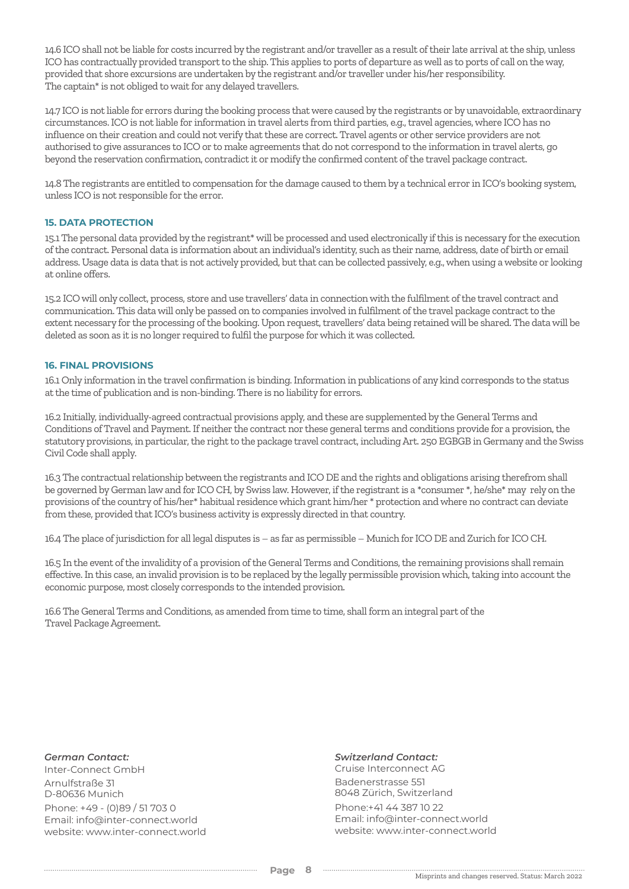14.6 ICO shall not be liable for costs incurred by the registrant and/or traveller as a result of their late arrival at the ship, unless ICO has contractually provided transport to the ship. This applies to ports of departure as well as to ports of call on the way, provided that shore excursions are undertaken by the registrant and/or traveller under his/her responsibility. The captain* is not obliged to wait for any delayed travellers.

14.7 ICO is not liable for errors during the booking process that were caused by the registrants or by unavoidable, extraordinary circumstances. ICO is not liable for information in travel alerts from third parties, e.g., travel agencies, where ICO has no influence on their creation and could not verify that these are correct. Travel agents or other service providers are not authorised to give assurances to ICO or to make agreements that do not correspond to the information in travel alerts, go beyond the reservation confirmation, contradict it or modify the confirmed content of the travel package contract.

14.8 The registrants are entitled to compensation for the damage caused to them by a technical error in ICO's booking system, unless ICO is not responsible for the error.

## 15. DATA PROTECTION

15.1 The personal data provided by the registrant* will be processed and used electronically if this is necessary for the execution of the contract. Personal data is information about an individual's identity, such as their name, address, date of birth or email address. Usage data is data that is not actively provided, but that can be collected passively, e.g., when using a website or looking at online offers.

15.2 ICO will only collect, process, store and use travellers' data in connection with the fulfilment of the travel contract and communication. This data will only be passed on to companies involved in fulfilment of the travel package contract to the extent necessary for the processing of the booking. Upon request, travellers' data being retained will be shared. The data will be deleted as soon as it is no longer required to fulfil the purpose for which it was collected.

## 16. FINAL PROVISIONS

16.1 Only information in the travel confirmation is binding. Information in publications of any kind corresponds to the status at the time of publication and is non-binding. There is no liability for errors.

16.2 Initially, individually-agreed contractual provisions apply, and these are supplemented by the General Terms and Conditions of Travel and Payment. If neither the contract nor these general terms and conditions provide for a provision, the statutory provisions, in particular, the right to the package travel contract, including Art. 250 EGBGB in Germany and the Swiss Civil Code shall apply.

16.3 The contractual relationship between the registrants and ICO DE and the rights and obligations arising therefrom shall be governed by German law and for ICO CH, by Swiss law. However, if the registrant is a *consumer *, he/she* may rely on the provisions of the country of his/her* habitual residence which grant him/her * protection and where no contract can deviate from these, provided that ICO's business activity is expressly directed in that country.

16.4 The place of jurisdiction for all legal disputes is – as far as permissible – Munich for ICO DE and Zurich for ICO CH.

16.5 In the event of the invalidity of a provision of the General Terms and Conditions, the remaining provisions shall remain effective. In this case, an invalid provision is to be replaced by the legally permissible provision which, taking into account the economic purpose, most closely corresponds to the intended provision.

16.6 The General Terms and Conditions, as amended from time to time, shall form an integral part of the Travel Package Agreement.

***German Contact:***
Inter-Connect GmbH
Arnulfstraße 31
D-80636 Munich
Phone: +49 - (0)89 / 51 703 0
Email: info@inter-connect.world
website: www.inter-connect.world

***Switzerland Contact:***
Cruise Interconnect AG
Badenerstrasse 551
8048 Zürich, Switzerland
Phone:+41 44 387 10 22
Email: info@inter-connect.world
website: www.inter-connect.world

Misprints and changes reserved. Status: March 2022